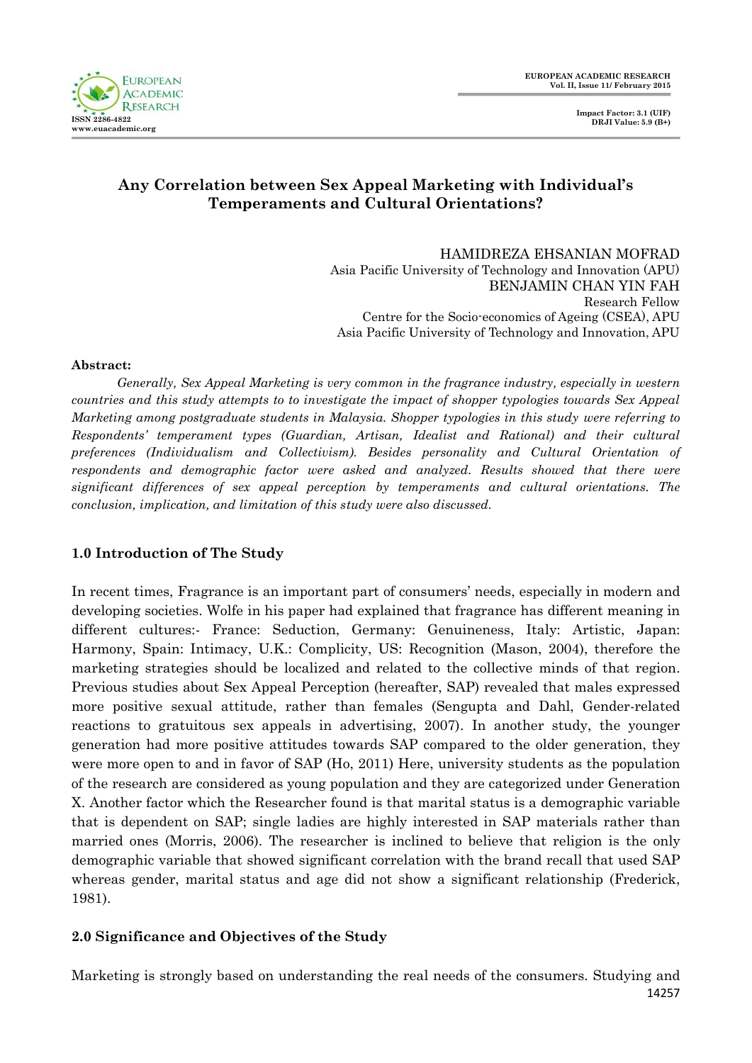# Any Correlation between Sex Appeal Marketing with Individual's Temperaments and Cultural Orientations?

HAMIDREZA EHSANIAN MOFRAD
Asia Pacific University of Technology and Innovation (APU)
BENJAMIN CHAN YIN FAH
Research Fellow
Centre for the Socio-economics of Ageing (CSEA), APU
Asia Pacific University of Technology and Innovation, APU

**Abstract:**

*Generally, Sex Appeal Marketing is very common in the fragrance industry, especially in western countries and this study attempts to to investigate the impact of shopper typologies towards Sex Appeal Marketing among postgraduate students in Malaysia. Shopper typologies in this study were referring to Respondents' temperament types (Guardian, Artisan, Idealist and Rational) and their cultural preferences (Individualism and Collectivism). Besides personality and Cultural Orientation of respondents and demographic factor were asked and analyzed. Results showed that there were significant differences of sex appeal perception by temperaments and cultural orientations. The conclusion, implication, and limitation of this study were also discussed.*

## 1.0 Introduction of The Study

In recent times, Fragrance is an important part of consumers' needs, especially in modern and developing societies. Wolfe in his paper had explained that fragrance has different meaning in different cultures:- France: Seduction, Germany: Genuineness, Italy: Artistic, Japan: Harmony, Spain: Intimacy, U.K.: Complicity, US: Recognition (Mason, 2004), therefore the marketing strategies should be localized and related to the collective minds of that region. Previous studies about Sex Appeal Perception (hereafter, SAP) revealed that males expressed more positive sexual attitude, rather than females (Sengupta and Dahl, Gender-related reactions to gratuitous sex appeals in advertising, 2007). In another study, the younger generation had more positive attitudes towards SAP compared to the older generation, they were more open to and in favor of SAP (Ho, 2011) Here, university students as the population of the research are considered as young population and they are categorized under Generation X. Another factor which the Researcher found is that marital status is a demographic variable that is dependent on SAP; single ladies are highly interested in SAP materials rather than married ones (Morris, 2006). The researcher is inclined to believe that religion is the only demographic variable that showed significant correlation with the brand recall that used SAP whereas gender, marital status and age did not show a significant relationship (Frederick, 1981).

## 2.0 Significance and Objectives of the Study

Marketing is strongly based on understanding the real needs of the consumers. Studying and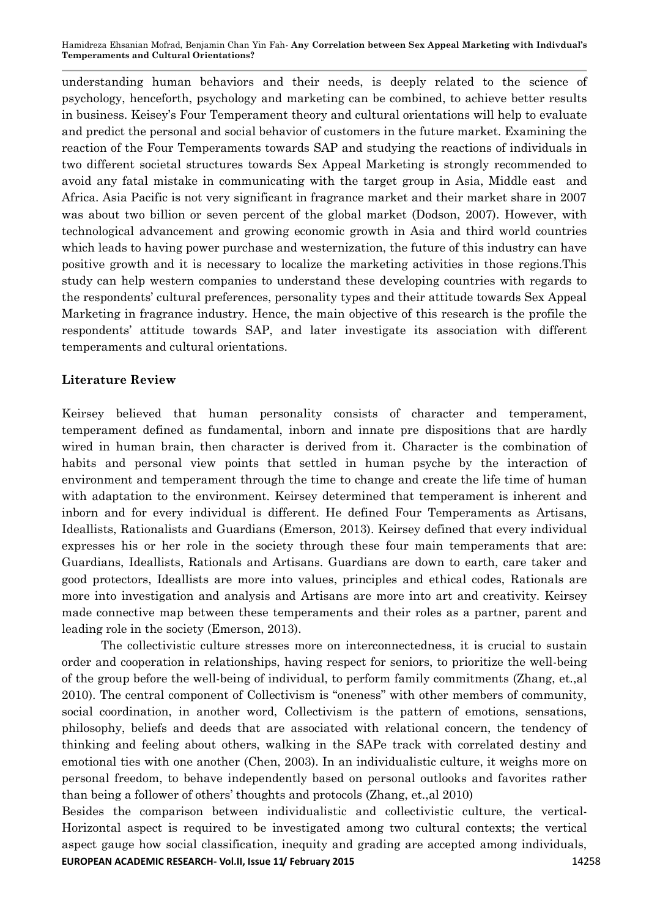understanding human behaviors and their needs, is deeply related to the science of psychology, henceforth, psychology and marketing can be combined, to achieve better results in business. Keisey's Four Temperament theory and cultural orientations will help to evaluate and predict the personal and social behavior of customers in the future market. Examining the reaction of the Four Temperaments towards SAP and studying the reactions of individuals in two different societal structures towards Sex Appeal Marketing is strongly recommended to avoid any fatal mistake in communicating with the target group in Asia, Middle east and Africa. Asia Pacific is not very significant in fragrance market and their market share in 2007 was about two billion or seven percent of the global market (Dodson, 2007). However, with technological advancement and growing economic growth in Asia and third world countries which leads to having power purchase and westernization, the future of this industry can have positive growth and it is necessary to localize the marketing activities in those regions.This study can help western companies to understand these developing countries with regards to the respondents' cultural preferences, personality types and their attitude towards Sex Appeal Marketing in fragrance industry. Hence, the main objective of this research is the profile the respondents' attitude towards SAP, and later investigate its association with different temperaments and cultural orientations.

## Literature Review

Keirsey believed that human personality consists of character and temperament, temperament defined as fundamental, inborn and innate pre dispositions that are hardly wired in human brain, then character is derived from it. Character is the combination of habits and personal view points that settled in human psyche by the interaction of environment and temperament through the time to change and create the life time of human with adaptation to the environment. Keirsey determined that temperament is inherent and inborn and for every individual is different. He defined Four Temperaments as Artisans, Ideallists, Rationalists and Guardians (Emerson, 2013). Keirsey defined that every individual expresses his or her role in the society through these four main temperaments that are: Guardians, Ideallists, Rationals and Artisans. Guardians are down to earth, care taker and good protectors, Ideallists are more into values, principles and ethical codes, Rationals are more into investigation and analysis and Artisans are more into art and creativity. Keirsey made connective map between these temperaments and their roles as a partner, parent and leading role in the society (Emerson, 2013).

The collectivistic culture stresses more on interconnectedness, it is crucial to sustain order and cooperation in relationships, having respect for seniors, to prioritize the well-being of the group before the well-being of individual, to perform family commitments (Zhang, et.,al 2010). The central component of Collectivism is "oneness" with other members of community, social coordination, in another word, Collectivism is the pattern of emotions, sensations, philosophy, beliefs and deeds that are associated with relational concern, the tendency of thinking and feeling about others, walking in the SAPe track with correlated destiny and emotional ties with one another (Chen, 2003). In an individualistic culture, it weighs more on personal freedom, to behave independently based on personal outlooks and favorites rather than being a follower of others' thoughts and protocols (Zhang, et.,al 2010)

Besides the comparison between individualistic and collectivistic culture, the vertical-Horizontal aspect is required to be investigated among two cultural contexts; the vertical aspect gauge how social classification, inequity and grading are accepted among individuals,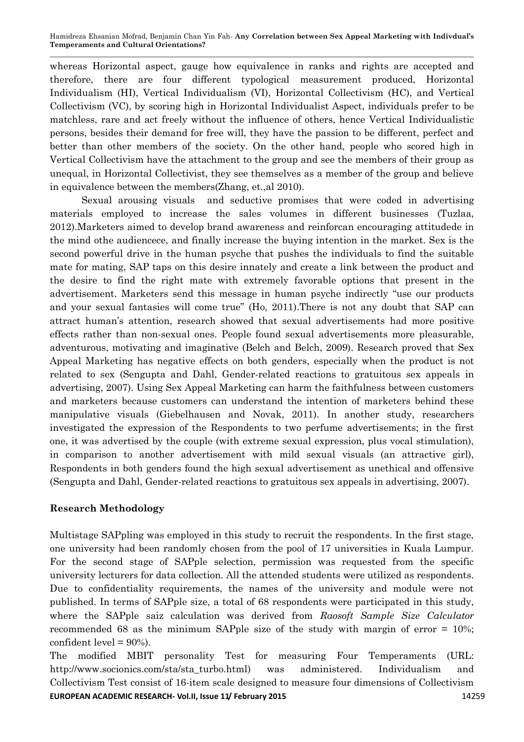whereas Horizontal aspect, gauge how equivalence in ranks and rights are accepted and therefore, there are four different typological measurement produced, Horizontal Individualism (HI), Vertical Individualism (VI), Horizontal Collectivism (HC), and Vertical Collectivism (VC), by scoring high in Horizontal Individualist Aspect, individuals prefer to be matchless, rare and act freely without the influence of others, hence Vertical Individualistic persons, besides their demand for free will, they have the passion to be different, perfect and better than other members of the society. On the other hand, people who scored high in Vertical Collectivism have the attachment to the group and see the members of their group as unequal, in Horizontal Collectivist, they see themselves as a member of the group and believe in equivalence between the members(Zhang, et.,al 2010).

Sexual arousing visuals and seductive promises that were coded in advertising materials employed to increase the sales volumes in different businesses (Tuzlaa, 2012).Marketers aimed to develop brand awareness and reinforcan encouraging attitudede in the mind othe audiencece, and finally increase the buying intention in the market. Sex is the second powerful drive in the human psyche that pushes the individuals to find the suitable mate for mating, SAP taps on this desire innately and create a link between the product and the desire to find the right mate with extremely favorable options that present in the advertisement. Marketers send this message in human psyche indirectly "use our products and your sexual fantasies will come true" (Ho, 2011).There is not any doubt that SAP can attract human's attention, research showed that sexual advertisements had more positive effects rather than non-sexual ones. People found sexual advertisements more pleasurable, adventurous, motivating and imaginative (Belch and Belch, 2009). Research proved that Sex Appeal Marketing has negative effects on both genders, especially when the product is not related to sex (Sengupta and Dahl, Gender-related reactions to gratuitous sex appeals in advertising, 2007). Using Sex Appeal Marketing can harm the faithfulness between customers and marketers because customers can understand the intention of marketers behind these manipulative visuals (Giebelhausen and Novak, 2011). In another study, researchers investigated the expression of the Respondents to two perfume advertisements; in the first one, it was advertised by the couple (with extreme sexual expression, plus vocal stimulation), in comparison to another advertisement with mild sexual visuals (an attractive girl), Respondents in both genders found the high sexual advertisement as unethical and offensive (Sengupta and Dahl, Gender-related reactions to gratuitous sex appeals in advertising, 2007).

## Research Methodology

Multistage SAPpling was employed in this study to recruit the respondents. In the first stage, one university had been randomly chosen from the pool of 17 universities in Kuala Lumpur. For the second stage of SAPple selection, permission was requested from the specific university lecturers for data collection. All the attended students were utilized as respondents. Due to confidentiality requirements, the names of the university and module were not published. In terms of SAPple size, a total of 68 respondents were participated in this study, where the SAPple saiz calculation was derived from *Raosoft Sample Size Calculator* recommended 68 as the minimum SAPple size of the study with margin of error = 10%; confident level = 90%).

The modified MBIT personality Test for measuring Four Temperaments (URL: http://www.socionics.com/sta/sta_turbo.html) was administered. Individualism and Collectivism Test consist of 16-item scale designed to measure four dimensions of Collectivism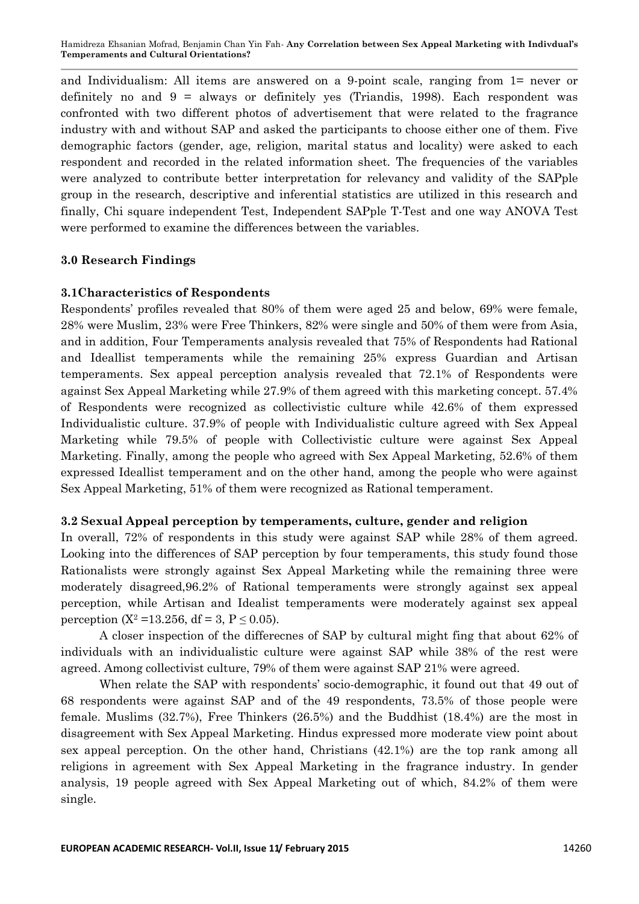and Individualism: All items are answered on a 9-point scale, ranging from 1= never or definitely no and 9 = always or definitely yes (Triandis, 1998). Each respondent was confronted with two different photos of advertisement that were related to the fragrance industry with and without SAP and asked the participants to choose either one of them. Five demographic factors (gender, age, religion, marital status and locality) were asked to each respondent and recorded in the related information sheet. The frequencies of the variables were analyzed to contribute better interpretation for relevancy and validity of the SAPple group in the research, descriptive and inferential statistics are utilized in this research and finally, Chi square independent Test, Independent SAPple T-Test and one way ANOVA Test were performed to examine the differences between the variables.

## 3.0 Research Findings

### 3.1Characteristics of Respondents

Respondents' profiles revealed that 80% of them were aged 25 and below, 69% were female, 28% were Muslim, 23% were Free Thinkers, 82% were single and 50% of them were from Asia, and in addition, Four Temperaments analysis revealed that 75% of Respondents had Rational and Ideallist temperaments while the remaining 25% express Guardian and Artisan temperaments. Sex appeal perception analysis revealed that 72.1% of Respondents were against Sex Appeal Marketing while 27.9% of them agreed with this marketing concept. 57.4% of Respondents were recognized as collectivistic culture while 42.6% of them expressed Individualistic culture. 37.9% of people with Individualistic culture agreed with Sex Appeal Marketing while 79.5% of people with Collectivistic culture were against Sex Appeal Marketing. Finally, among the people who agreed with Sex Appeal Marketing, 52.6% of them expressed Ideallist temperament and on the other hand, among the people who were against Sex Appeal Marketing, 51% of them were recognized as Rational temperament.

### 3.2 Sexual Appeal perception by temperaments, culture, gender and religion

In overall, 72% of respondents in this study were against SAP while 28% of them agreed. Looking into the differences of SAP perception by four temperaments, this study found those Rationalists were strongly against Sex Appeal Marketing while the remaining three were moderately disagreed,96.2% of Rational temperaments were strongly against sex appeal perception, while Artisan and Idealist temperaments were moderately against sex appeal perception ($X^2$ =13.256, df = 3, $P \leq 0.05$).

A closer inspection of the differecnes of SAP by cultural might fing that about 62% of individuals with an individualistic culture were against SAP while 38% of the rest were agreed. Among collectivist culture, 79% of them were against SAP 21% were agreed.

When relate the SAP with respondents' socio-demographic, it found out that 49 out of 68 respondents were against SAP and of the 49 respondents, 73.5% of those people were female. Muslims (32.7%), Free Thinkers (26.5%) and the Buddhist (18.4%) are the most in disagreement with Sex Appeal Marketing. Hindus expressed more moderate view point about sex appeal perception. On the other hand, Christians (42.1%) are the top rank among all religions in agreement with Sex Appeal Marketing in the fragrance industry. In gender analysis, 19 people agreed with Sex Appeal Marketing out of which, 84.2% of them were single.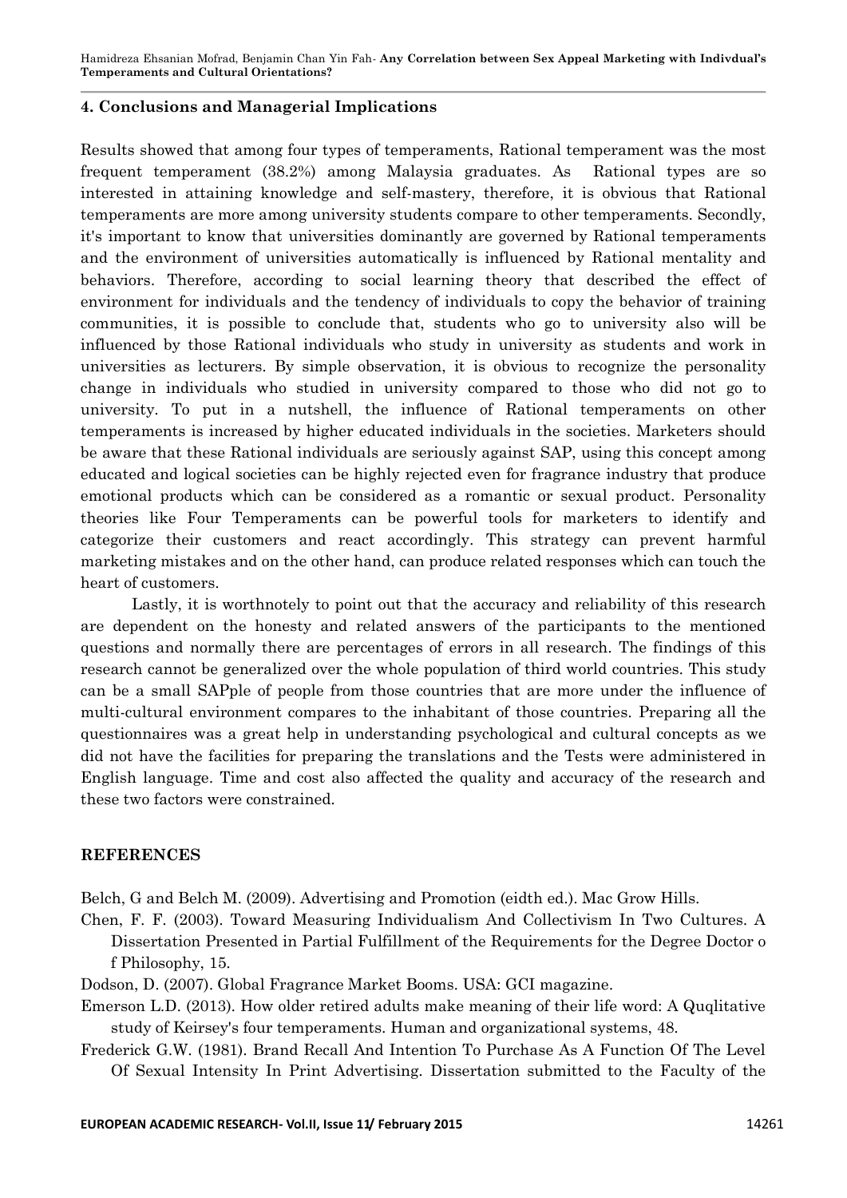## 4. Conclusions and Managerial Implications

Results showed that among four types of temperaments, Rational temperament was the most frequent temperament (38.2%) among Malaysia graduates. As Rational types are so interested in attaining knowledge and self-mastery, therefore, it is obvious that Rational temperaments are more among university students compare to other temperaments. Secondly, it's important to know that universities dominantly are governed by Rational temperaments and the environment of universities automatically is influenced by Rational mentality and behaviors. Therefore, according to social learning theory that described the effect of environment for individuals and the tendency of individuals to copy the behavior of training communities, it is possible to conclude that, students who go to university also will be influenced by those Rational individuals who study in university as students and work in universities as lecturers. By simple observation, it is obvious to recognize the personality change in individuals who studied in university compared to those who did not go to university. To put in a nutshell, the influence of Rational temperaments on other temperaments is increased by higher educated individuals in the societies. Marketers should be aware that these Rational individuals are seriously against SAP, using this concept among educated and logical societies can be highly rejected even for fragrance industry that produce emotional products which can be considered as a romantic or sexual product. Personality theories like Four Temperaments can be powerful tools for marketers to identify and categorize their customers and react accordingly. This strategy can prevent harmful marketing mistakes and on the other hand, can produce related responses which can touch the heart of customers.

Lastly, it is worthnotely to point out that the accuracy and reliability of this research are dependent on the honesty and related answers of the participants to the mentioned questions and normally there are percentages of errors in all research. The findings of this research cannot be generalized over the whole population of third world countries. This study can be a small SAPple of people from those countries that are more under the influence of multi-cultural environment compares to the inhabitant of those countries. Preparing all the questionnaires was a great help in understanding psychological and cultural concepts as we did not have the facilities for preparing the translations and the Tests were administered in English language. Time and cost also affected the quality and accuracy of the research and these two factors were constrained.

## REFERENCES

Belch, G and Belch M. (2009). Advertising and Promotion (eidth ed.). Mac Grow Hills.

Chen, F. F. (2003). Toward Measuring Individualism And Collectivism In Two Cultures. A Dissertation Presented in Partial Fulfillment of the Requirements for the Degree Doctor o f Philosophy, 15.

Dodson, D. (2007). Global Fragrance Market Booms. USA: GCI magazine.

Emerson L.D. (2013). How older retired adults make meaning of their life word: A Quqlitative study of Keirsey's four temperaments. Human and organizational systems, 48.

Frederick G.W. (1981). Brand Recall And Intention To Purchase As A Function Of The Level Of Sexual Intensity In Print Advertising. Dissertation submitted to the Faculty of the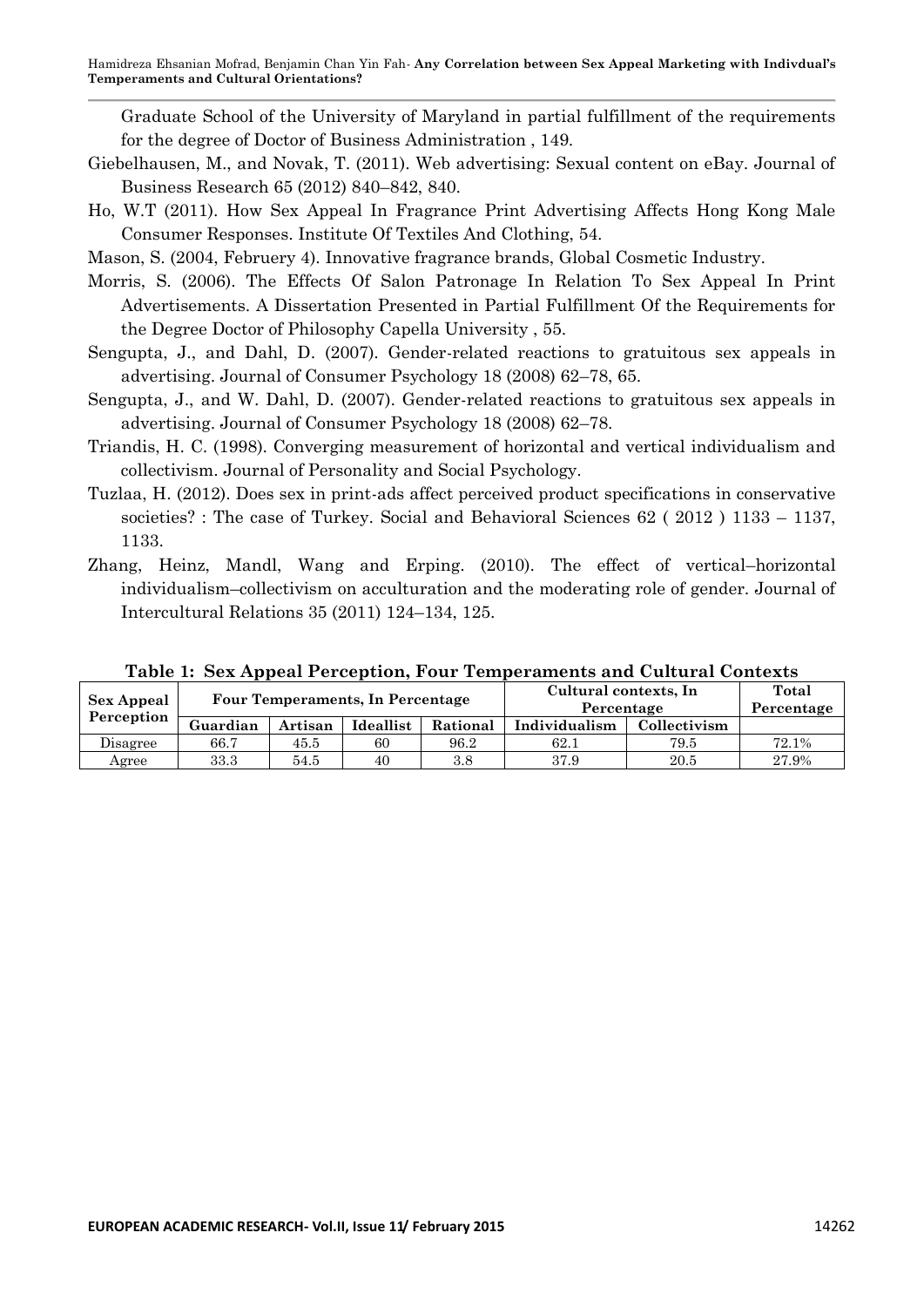Graduate School of the University of Maryland in partial fulfillment of the requirements for the degree of Doctor of Business Administration , 149.

Giebelhausen, M., and Novak, T. (2011). Web advertising: Sexual content on eBay. Journal of Business Research 65 (2012) 840–842, 840.

Ho, W.T (2011). How Sex Appeal In Fragrance Print Advertising Affects Hong Kong Male Consumer Responses. Institute Of Textiles And Clothing, 54.

Mason, S. (2004, Februery 4). Innovative fragrance brands, Global Cosmetic Industry.

Morris, S. (2006). The Effects Of Salon Patronage In Relation To Sex Appeal In Print Advertisements. A Dissertation Presented in Partial Fulfillment Of the Requirements for the Degree Doctor of Philosophy Capella University , 55.

Sengupta, J., and Dahl, D. (2007). Gender-related reactions to gratuitous sex appeals in advertising. Journal of Consumer Psychology 18 (2008) 62–78, 65.

Sengupta, J., and W. Dahl, D. (2007). Gender-related reactions to gratuitous sex appeals in advertising. Journal of Consumer Psychology 18 (2008) 62–78.

Triandis, H. C. (1998). Converging measurement of horizontal and vertical individualism and collectivism. Journal of Personality and Social Psychology.

Tuzlaa, H. (2012). Does sex in print-ads affect perceived product specifications in conservative societies? : The case of Turkey. Social and Behavioral Sciences 62 ( 2012 ) 1133 – 1137, 1133.

Zhang, Heinz, Mandl, Wang and Erping. (2010). The effect of vertical–horizontal individualism–collectivism on acculturation and the moderating role of gender. Journal of Intercultural Relations 35 (2011) 124–134, 125.

**Table 1: Sex Appeal Perception, Four Temperaments and Cultural Contexts**

| Sex Appeal Perception | Four Temperaments, In Percentage | | | | Cultural contexts, In Percentage | | Total Percentage |
|---|---|---|---|---|---|---|---|
| | Guardian | Artisan | Ideallist | Rational | Individualism | Collectivism | |
| Disagree | 66.7 | 45.5 | 60 | 96.2 | 62.1 | 79.5 | 72.1% |
| Agree | 33.3 | 54.5 | 40 | 3.8 | 37.9 | 20.5 | 27.9% |